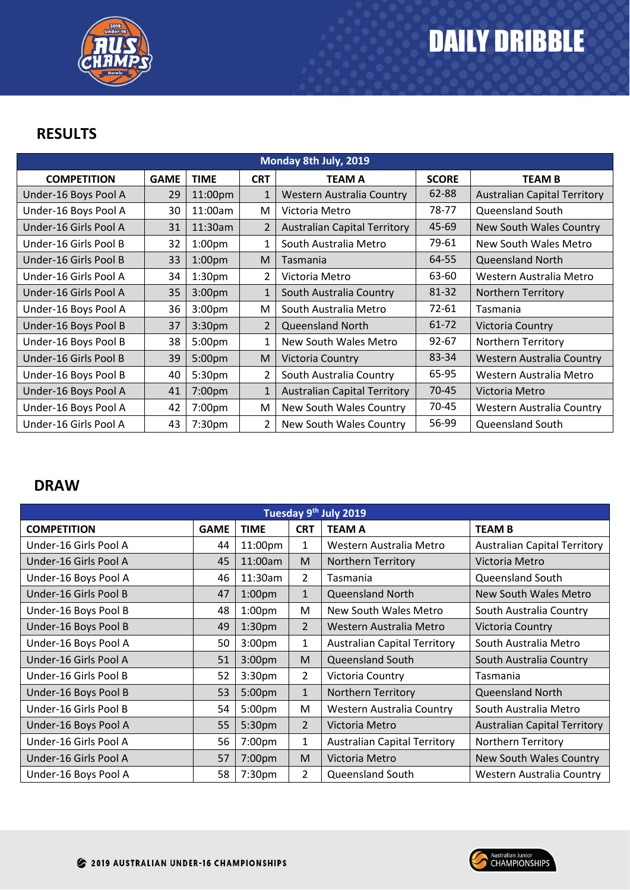# DAILY DRIBBLE

## RESULTS

| Monday 8th July, 2019 | | | | | | |
|---|---|---|---|---|---|---|
| **COMPETITION** | **GAME** | **TIME** | **CRT** | **TEAM A** | **SCORE** | **TEAM B** |
| Under-16 Boys Pool A | 29 | 11:00pm | 1 | Western Australia Country | 62-88 | Australian Capital Territory |
| Under-16 Boys Pool A | 30 | 11:00am | M | Victoria Metro | 78-77 | Queensland South |
| Under-16 Girls Pool A | 31 | 11:30am | 2 | Australian Capital Territory | 45-69 | New South Wales Country |
| Under-16 Girls Pool B | 32 | 1:00pm | 1 | South Australia Metro | 79-61 | New South Wales Metro |
| Under-16 Girls Pool B | 33 | 1:00pm | M | Tasmania | 64-55 | Queensland North |
| Under-16 Girls Pool A | 34 | 1:30pm | 2 | Victoria Metro | 63-60 | Western Australia Metro |
| Under-16 Girls Pool A | 35 | 3:00pm | 1 | South Australia Country | 81-32 | Northern Territory |
| Under-16 Boys Pool A | 36 | 3:00pm | M | South Australia Metro | 72-61 | Tasmania |
| Under-16 Boys Pool B | 37 | 3:30pm | 2 | Queensland North | 61-72 | Victoria Country |
| Under-16 Boys Pool B | 38 | 5:00pm | 1 | New South Wales Metro | 92-67 | Northern Territory |
| Under-16 Girls Pool B | 39 | 5:00pm | M | Victoria Country | 83-34 | Western Australia Country |
| Under-16 Boys Pool B | 40 | 5:30pm | 2 | South Australia Country | 65-95 | Western Australia Metro |
| Under-16 Boys Pool A | 41 | 7:00pm | 1 | Australian Capital Territory | 70-45 | Victoria Metro |
| Under-16 Boys Pool A | 42 | 7:00pm | M | New South Wales Country | 70-45 | Western Australia Country |
| Under-16 Girls Pool A | 43 | 7:30pm | 2 | New South Wales Country | 56-99 | Queensland South |

## DRAW

| Tuesday 9th July 2019 | | | | | |
|---|---|---|---|---|---|
| **COMPETITION** | **GAME** | **TIME** | **CRT** | **TEAM A** | **TEAM B** |
| Under-16 Girls Pool A | 44 | 11:00pm | 1 | Western Australia Metro | Australian Capital Territory |
| Under-16 Girls Pool A | 45 | 11:00am | M | Northern Territory | Victoria Metro |
| Under-16 Boys Pool A | 46 | 11:30am | 2 | Tasmania | Queensland South |
| Under-16 Girls Pool B | 47 | 1:00pm | 1 | Queensland North | New South Wales Metro |
| Under-16 Boys Pool B | 48 | 1:00pm | M | New South Wales Metro | South Australia Country |
| Under-16 Boys Pool B | 49 | 1:30pm | 2 | Western Australia Metro | Victoria Country |
| Under-16 Boys Pool A | 50 | 3:00pm | 1 | Australian Capital Territory | South Australia Metro |
| Under-16 Girls Pool A | 51 | 3:00pm | M | Queensland South | South Australia Country |
| Under-16 Girls Pool B | 52 | 3:30pm | 2 | Victoria Country | Tasmania |
| Under-16 Boys Pool B | 53 | 5:00pm | 1 | Northern Territory | Queensland North |
| Under-16 Girls Pool B | 54 | 5:00pm | M | Western Australia Country | South Australia Metro |
| Under-16 Boys Pool A | 55 | 5:30pm | 2 | Victoria Metro | Australian Capital Territory |
| Under-16 Girls Pool A | 56 | 7:00pm | 1 | Australian Capital Territory | Northern Territory |
| Under-16 Girls Pool A | 57 | 7:00pm | M | Victoria Metro | New South Wales Country |
| Under-16 Boys Pool A | 58 | 7:30pm | 2 | Queensland South | Western Australia Country |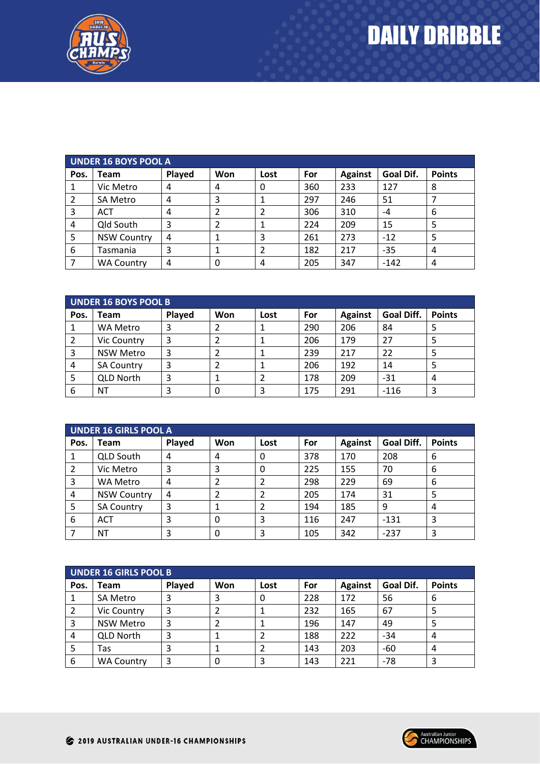# DAILY DRIBBLE

| UNDER 16 BOYS POOL A | | | | | | | | |
|---|---|---|---|---|---|---|---|---|
| Pos. | Team | Played | Won | Lost | For | Against | Goal Dif. | Points |
| 1 | Vic Metro | 4 | 4 | 0 | 360 | 233 | 127 | 8 |
| 2 | SA Metro | 4 | 3 | 1 | 297 | 246 | 51 | 7 |
| 3 | ACT | 4 | 2 | 2 | 306 | 310 | -4 | 6 |
| 4 | Qld South | 3 | 2 | 1 | 224 | 209 | 15 | 5 |
| 5 | NSW Country | 4 | 1 | 3 | 261 | 273 | -12 | 5 |
| 6 | Tasmania | 3 | 1 | 2 | 182 | 217 | -35 | 4 |
| 7 | WA Country | 4 | 0 | 4 | 205 | 347 | -142 | 4 |

| UNDER 16 BOYS POOL B | | | | | | | | |
|---|---|---|---|---|---|---|---|---|
| Pos. | Team | Played | Won | Lost | For | Against | Goal Diff. | Points |
| 1 | WA Metro | 3 | 2 | 1 | 290 | 206 | 84 | 5 |
| 2 | Vic Country | 3 | 2 | 1 | 206 | 179 | 27 | 5 |
| 3 | NSW Metro | 3 | 2 | 1 | 239 | 217 | 22 | 5 |
| 4 | SA Country | 3 | 2 | 1 | 206 | 192 | 14 | 5 |
| 5 | QLD North | 3 | 1 | 2 | 178 | 209 | -31 | 4 |
| 6 | NT | 3 | 0 | 3 | 175 | 291 | -116 | 3 |

| UNDER 16 GIRLS POOL A | | | | | | | | |
|---|---|---|---|---|---|---|---|---|
| Pos. | Team | Played | Won | Lost | For | Against | Goal Diff. | Points |
| 1 | QLD South | 4 | 4 | 0 | 378 | 170 | 208 | 6 |
| 2 | Vic Metro | 3 | 3 | 0 | 225 | 155 | 70 | 6 |
| 3 | WA Metro | 4 | 2 | 2 | 298 | 229 | 69 | 6 |
| 4 | NSW Country | 4 | 2 | 2 | 205 | 174 | 31 | 5 |
| 5 | SA Country | 3 | 1 | 2 | 194 | 185 | 9 | 4 |
| 6 | ACT | 3 | 0 | 3 | 116 | 247 | -131 | 3 |
| 7 | NT | 3 | 0 | 3 | 105 | 342 | -237 | 3 |

| UNDER 16 GIRLS POOL B | | | | | | | | |
|---|---|---|---|---|---|---|---|---|
| Pos. | Team | Played | Won | Lost | For | Against | Goal Dif. | Points |
| 1 | SA Metro | 3 | 3 | 0 | 228 | 172 | 56 | 6 |
| 2 | Vic Country | 3 | 2 | 1 | 232 | 165 | 67 | 5 |
| 3 | NSW Metro | 3 | 2 | 1 | 196 | 147 | 49 | 5 |
| 4 | QLD North | 3 | 1 | 2 | 188 | 222 | -34 | 4 |
| 5 | Tas | 3 | 1 | 2 | 143 | 203 | -60 | 4 |
| 6 | WA Country | 3 | 0 | 3 | 143 | 221 | -78 | 3 |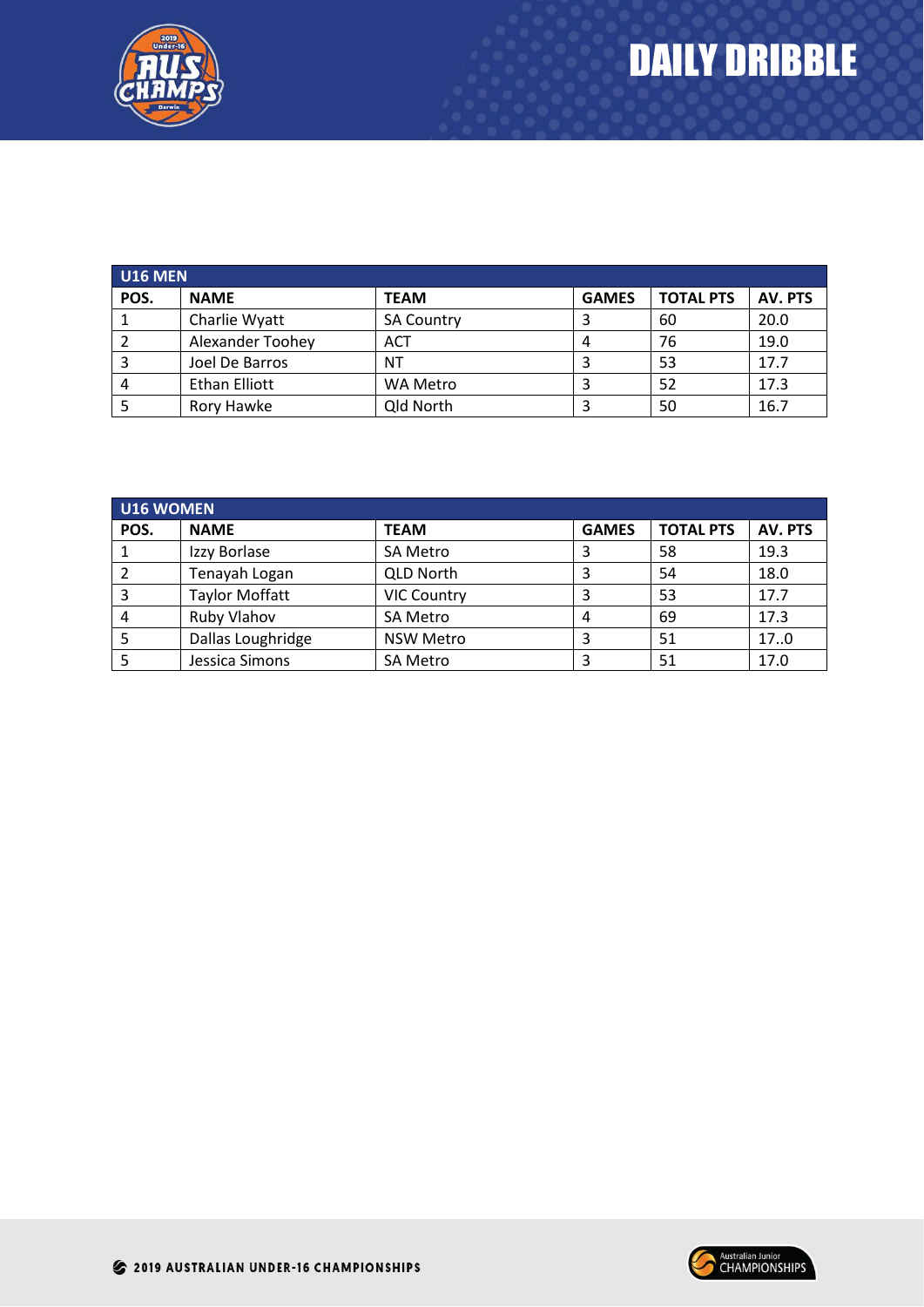| U16 MEN | | | | | |
|---|---|---|---|---|---|
| **POS.** | **NAME** | **TEAM** | **GAMES** | **TOTAL PTS** | **AV. PTS** |
| 1 | Charlie Wyatt | SA Country | 3 | 60 | 20.0 |
| 2 | Alexander Toohey | ACT | 4 | 76 | 19.0 |
| 3 | Joel De Barros | NT | 3 | 53 | 17.7 |
| 4 | Ethan Elliott | WA Metro | 3 | 52 | 17.3 |
| 5 | Rory Hawke | Qld North | 3 | 50 | 16.7 |

| U16 WOMEN | | | | | |
|---|---|---|---|---|---|
| **POS.** | **NAME** | **TEAM** | **GAMES** | **TOTAL PTS** | **AV. PTS** |
| 1 | Izzy Borlase | SA Metro | 3 | 58 | 19.3 |
| 2 | Tenayah Logan | QLD North | 3 | 54 | 18.0 |
| 3 | Taylor Moffatt | VIC Country | 3 | 53 | 17.7 |
| 4 | Ruby Vlahov | SA Metro | 4 | 69 | 17.3 |
| 5 | Dallas Loughridge | NSW Metro | 3 | 51 | 17..0 |
| 5 | Jessica Simons | SA Metro | 3 | 51 | 17.0 |